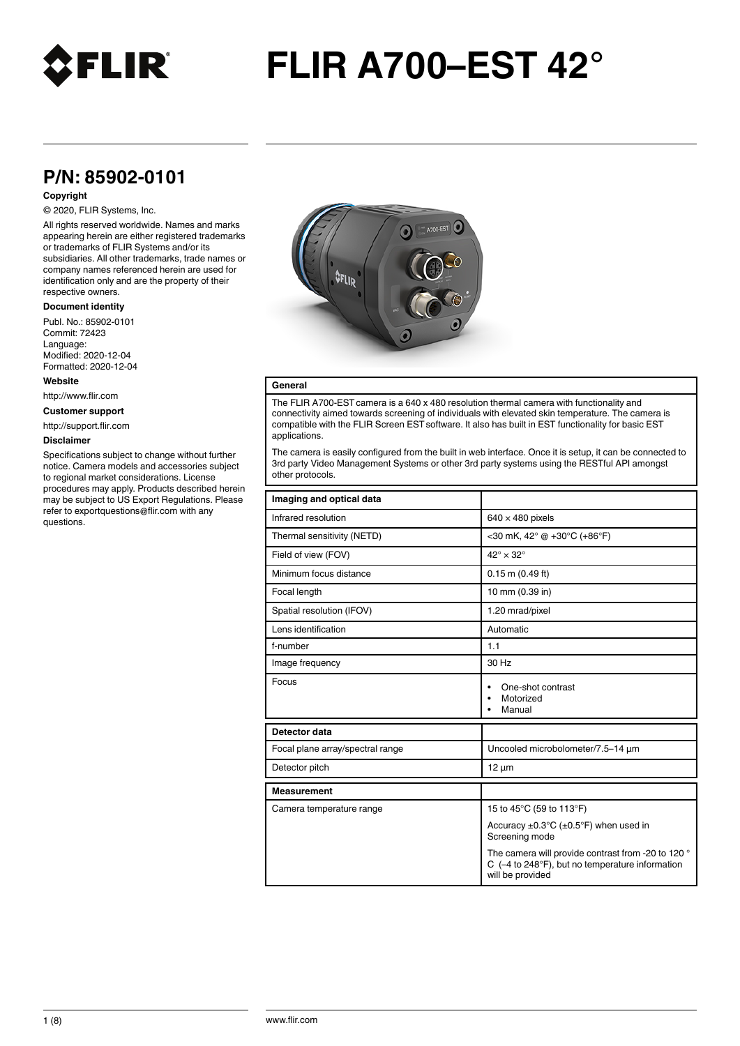# FLIR A700–EST 42°

## P/N: 85902-0101

**Copyright**

© 2020, FLIR Systems, Inc.

All rights reserved worldwide. Names and marks appearing herein are either registered trademarks or trademarks of FLIR Systems and/or its subsidiaries. All other trademarks, trade names or company names referenced herein are used for identification only and are the property of their respective owners.

**Document identity**

Publ. No.: 85902-0101
Commit: 72423
Language:
Modified: 2020-12-04
Formatted: 2020-12-04

**Website**

http://www.flir.com

**Customer support**

http://support.flir.com

**Disclaimer**

Specifications subject to change without further notice. Camera models and accessories subject to regional market considerations. License procedures may apply. Products described herein may be subject to US Export Regulations. Please refer to exportquestions@flir.com with any questions.

| General |
|---|
| The FLIR A700-EST camera is a 640 x 480 resolution thermal camera with functionality and connectivity aimed towards screening of individuals with elevated skin temperature. The camera is compatible with the FLIR Screen EST software. It also has built in EST functionality for basic EST applications.<br><br>The camera is easily configured from the built in web interface. Once it is setup, it can be connected to 3rd party Video Management Systems or other 3rd party systems using the RESTful API amongst other protocols. |

| Imaging and optical data | |
|---|---|
| Infrared resolution | 640 × 480 pixels |
| Thermal sensitivity (NETD) | <30 mK, 42° @ +30°C (+86°F) |
| Field of view (FOV) | 42° × 32° |
| Minimum focus distance | 0.15 m (0.49 ft) |
| Focal length | 10 mm (0.39 in) |
| Spatial resolution (IFOV) | 1.20 mrad/pixel |
| Lens identification | Automatic |
| f-number | 1.1 |
| Image frequency | 30 Hz |
| Focus | • One-shot contrast<br>• Motorized<br>• Manual |

| Detector data | |
|---|---|
| Focal plane array/spectral range | Uncooled microbolometer/7.5–14 µm |
| Detector pitch | 12 µm |

| Measurement | |
|---|---|
| Camera temperature range | 15 to 45°C (59 to 113°F)<br><br>Accuracy ±0.3°C (±0.5°F) when used in Screening mode<br><br>The camera will provide contrast from -20 to 120 °C (–4 to 248°F), but no temperature information will be provided |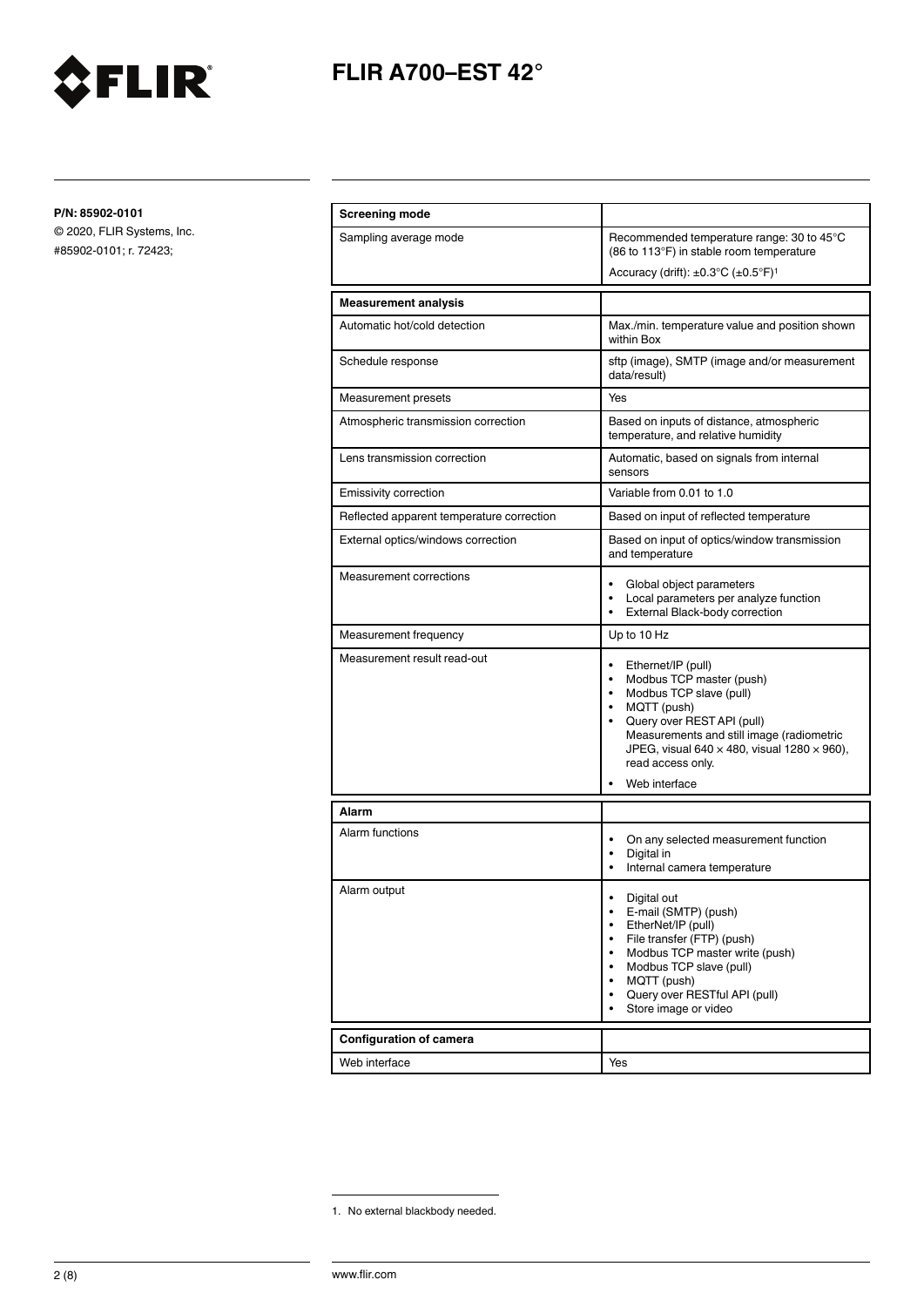P/N: 85902-0101

© 2020, FLIR Systems, Inc.
#85902-0101; r. 72423;

| **Screening mode** | |
|---|---|
| Sampling average mode | Recommended temperature range: 30 to 45°C (86 to 113°F) in stable room temperature<br>Accuracy (drift): ±0.3°C (±0.5°F)[1] |

| **Measurement analysis** | |
|---|---|
| Automatic hot/cold detection | Max./min. temperature value and position shown within Box |
| Schedule response | sftp (image), SMTP (image and/or measurement data/result) |
| Measurement presets | Yes |
| Atmospheric transmission correction | Based on inputs of distance, atmospheric temperature, and relative humidity |
| Lens transmission correction | Automatic, based on signals from internal sensors |
| Emissivity correction | Variable from 0.01 to 1.0 |
| Reflected apparent temperature correction | Based on input of reflected temperature |
| External optics/windows correction | Based on input of optics/window transmission and temperature |
| Measurement corrections | • Global object parameters<br>• Local parameters per analyze function<br>• External Black-body correction |
| Measurement frequency | Up to 10 Hz |
| Measurement result read-out | • Ethernet/IP (pull)<br>• Modbus TCP master (push)<br>• Modbus TCP slave (pull)<br>• MQTT (push)<br>• Query over REST API (pull) Measurements and still image (radiometric JPEG, visual 640 × 480, visual 1280 × 960), read access only.<br>• Web interface |

| **Alarm** | |
|---|---|
| Alarm functions | • On any selected measurement function<br>• Digital in<br>• Internal camera temperature |
| Alarm output | • Digital out<br>• E-mail (SMTP) (push)<br>• EtherNet/IP (pull)<br>• File transfer (FTP) (push)<br>• Modbus TCP master write (push)<br>• Modbus TCP slave (pull)<br>• MQTT (push)<br>• Query over RESTful API (pull)<br>• Store image or video |

| **Configuration of camera** | |
|---|---|
| Web interface | Yes |

1. No external blackbody needed.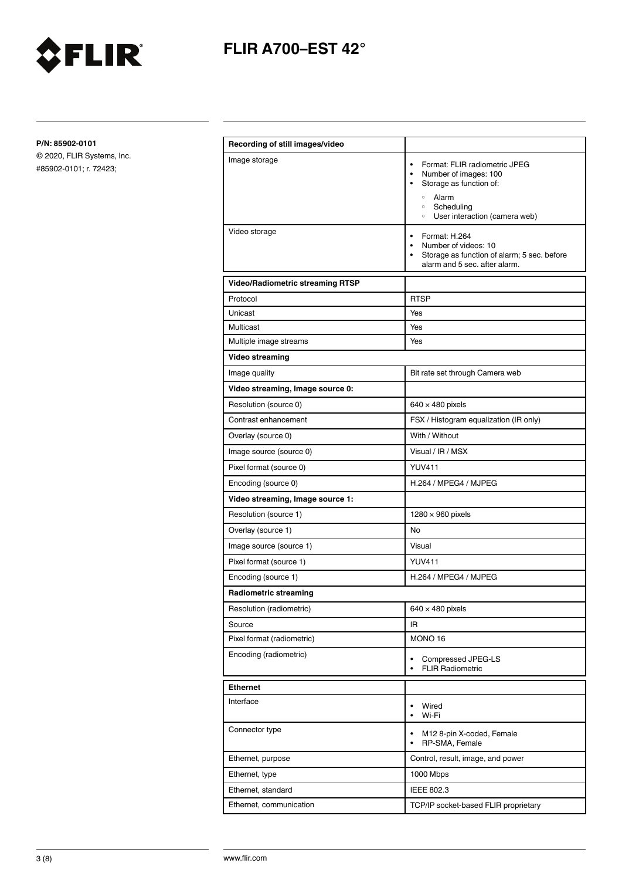# FLIR A700–EST 42°

**P/N: 85902-0101**

© 2020, FLIR Systems, Inc.
#85902-0101; r. 72423;

| Recording of still images/video | |
|---|---|
| Image storage | • Format: FLIR radiometric JPEG<br>• Number of images: 100<br>• Storage as function of:<br>&nbsp;&nbsp;◦ Alarm<br>&nbsp;&nbsp;◦ Scheduling<br>&nbsp;&nbsp;◦ User interaction (camera web) |
| Video storage | • Format: H.264<br>• Number of videos: 10<br>• Storage as function of alarm; 5 sec. before alarm and 5 sec. after alarm. |

| Video/Radiometric streaming RTSP | |
|---|---|
| Protocol | RTSP |
| Unicast | Yes |
| Multicast | Yes |
| Multiple image streams | Yes |
| **Video streaming** | |
| Image quality | Bit rate set through Camera web |
| **Video streaming, Image source 0:** | |
| Resolution (source 0) | 640 × 480 pixels |
| Contrast enhancement | FSX / Histogram equalization (IR only) |
| Overlay (source 0) | With / Without |
| Image source (source 0) | Visual / IR / MSX |
| Pixel format (source 0) | YUV411 |
| Encoding (source 0) | H.264 / MPEG4 / MJPEG |
| **Video streaming, Image source 1:** | |
| Resolution (source 1) | 1280 × 960 pixels |
| Overlay (source 1) | No |
| Image source (source 1) | Visual |
| Pixel format (source 1) | YUV411 |
| Encoding (source 1) | H.264 / MPEG4 / MJPEG |
| **Radiometric streaming** | |
| Resolution (radiometric) | 640 × 480 pixels |
| Source | IR |
| Pixel format (radiometric) | MONO 16 |
| Encoding (radiometric) | • Compressed JPEG-LS<br>• FLIR Radiometric |

| Ethernet | |
|---|---|
| Interface | • Wired<br>• Wi-Fi |
| Connector type | • M12 8-pin X-coded, Female<br>• RP-SMA, Female |
| Ethernet, purpose | Control, result, image, and power |
| Ethernet, type | 1000 Mbps |
| Ethernet, standard | IEEE 802.3 |
| Ethernet, communication | TCP/IP socket-based FLIR proprietary |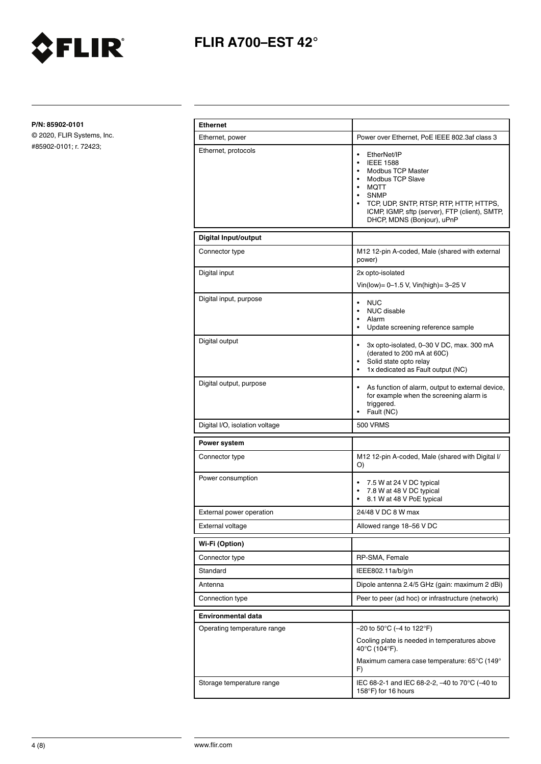# FLIR A700–EST 42°

**P/N: 85902-0101**
© 2020, FLIR Systems, Inc.
#85902-0101; r. 72423;

| **Ethernet** | |
|---|---|
| Ethernet, power | Power over Ethernet, PoE IEEE 802.3af class 3 |
| Ethernet, protocols | • EtherNet/IP<br>• IEEE 1588<br>• Modbus TCP Master<br>• Modbus TCP Slave<br>• MQTT<br>• SNMP<br>• TCP, UDP, SNTP, RTSP, RTP, HTTP, HTTPS, ICMP, IGMP, sftp (server), FTP (client), SMTP, DHCP, MDNS (Bonjour), uPnP |

| **Digital Input/output** | |
|---|---|
| Connector type | M12 12-pin A-coded, Male (shared with external power) |
| Digital input | 2x opto-isolated<br>Vin(low)= 0–1.5 V, Vin(high)= 3–25 V |
| Digital input, purpose | • NUC<br>• NUC disable<br>• Alarm<br>• Update screening reference sample |
| Digital output | • 3x opto-isolated, 0–30 V DC, max. 300 mA (derated to 200 mA at 60C)<br>• Solid state opto relay<br>• 1x dedicated as Fault output (NC) |
| Digital output, purpose | • As function of alarm, output to external device, for example when the screening alarm is triggered.<br>• Fault (NC) |
| Digital I/O, isolation voltage | 500 VRMS |

| **Power system** | |
|---|---|
| Connector type | M12 12-pin A-coded, Male (shared with Digital I/O) |
| Power consumption | • 7.5 W at 24 V DC typical<br>• 7.8 W at 48 V DC typical<br>• 8.1 W at 48 V PoE typical |
| External power operation | 24/48 V DC 8 W max |
| External voltage | Allowed range 18–56 V DC |

| **Wi-Fi (Option)** | |
|---|---|
| Connector type | RP-SMA, Female |
| Standard | IEEE802.11a/b/g/n |
| Antenna | Dipole antenna 2.4/5 GHz (gain: maximum 2 dBi) |
| Connection type | Peer to peer (ad hoc) or infrastructure (network) |

| **Environmental data** | |
|---|---|
| Operating temperature range | –20 to 50°C (–4 to 122°F)<br>Cooling plate is needed in temperatures above 40°C (104°F).<br>Maximum camera case temperature: 65°C (149°F) |
| Storage temperature range | IEC 68-2-1 and IEC 68-2-2, –40 to 70°C (–40 to 158°F) for 16 hours |

www.flir.com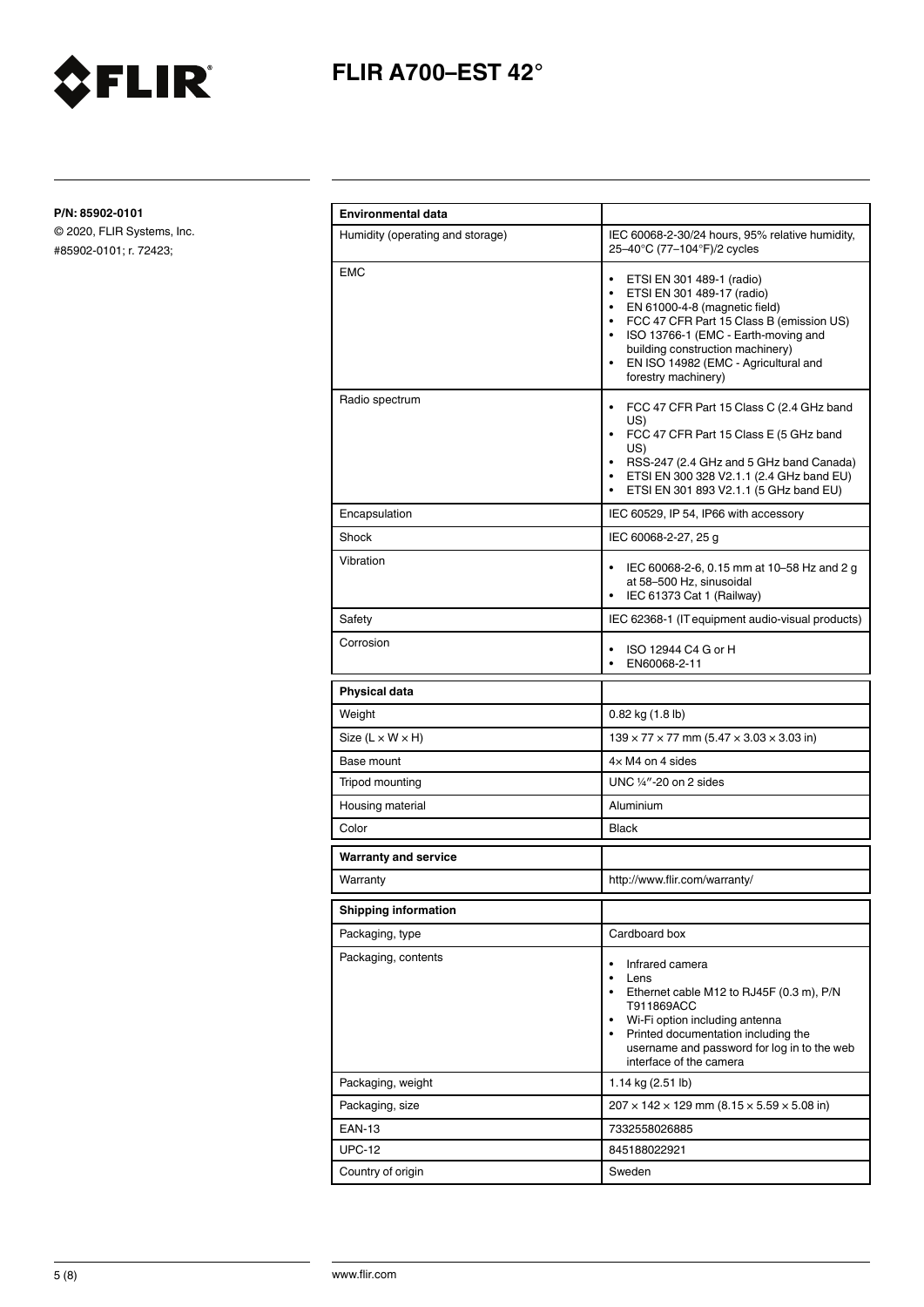# FLIR A700–EST 42°

**P/N: 85902-0101**

© 2020, FLIR Systems, Inc.
#85902-0101; r. 72423;

| **Environmental data** | |
|---|---|
| Humidity (operating and storage) | IEC 60068-2-30/24 hours, 95% relative humidity, 25–40°C (77–104°F)/2 cycles |
| EMC | • ETSI EN 301 489-1 (radio)<br>• ETSI EN 301 489-17 (radio)<br>• EN 61000-4-8 (magnetic field)<br>• FCC 47 CFR Part 15 Class B (emission US)<br>• ISO 13766-1 (EMC - Earth-moving and building construction machinery)<br>• EN ISO 14982 (EMC - Agricultural and forestry machinery) |
| Radio spectrum | • FCC 47 CFR Part 15 Class C (2.4 GHz band US)<br>• FCC 47 CFR Part 15 Class E (5 GHz band US)<br>• RSS-247 (2.4 GHz and 5 GHz band Canada)<br>• ETSI EN 300 328 V2.1.1 (2.4 GHz band EU)<br>• ETSI EN 301 893 V2.1.1 (5 GHz band EU) |
| Encapsulation | IEC 60529, IP 54, IP66 with accessory |
| Shock | IEC 60068-2-27, 25 g |
| Vibration | • IEC 60068-2-6, 0.15 mm at 10–58 Hz and 2 g at 58–500 Hz, sinusoidal<br>• IEC 61373 Cat 1 (Railway) |
| Safety | IEC 62368-1 (IT equipment audio-visual products) |
| Corrosion | • ISO 12944 C4 G or H<br>• EN60068-2-11 |

| **Physical data** | |
|---|---|
| Weight | 0.82 kg (1.8 lb) |
| Size (L × W × H) | 139 × 77 × 77 mm (5.47 × 3.03 × 3.03 in) |
| Base mount | 4× M4 on 4 sides |
| Tripod mounting | UNC ¼″-20 on 2 sides |
| Housing material | Aluminium |
| Color | Black |

| **Warranty and service** | |
|---|---|
| Warranty | http://www.flir.com/warranty/ |

| **Shipping information** | |
|---|---|
| Packaging, type | Cardboard box |
| Packaging, contents | • Infrared camera<br>• Lens<br>• Ethernet cable M12 to RJ45F (0.3 m), P/N T911869ACC<br>• Wi-Fi option including antenna<br>• Printed documentation including the username and password for log in to the web interface of the camera |
| Packaging, weight | 1.14 kg (2.51 lb) |
| Packaging, size | 207 × 142 × 129 mm (8.15 × 5.59 × 5.08 in) |
| EAN-13 | 7332558026885 |
| UPC-12 | 845188022921 |
| Country of origin | Sweden |

www.flir.com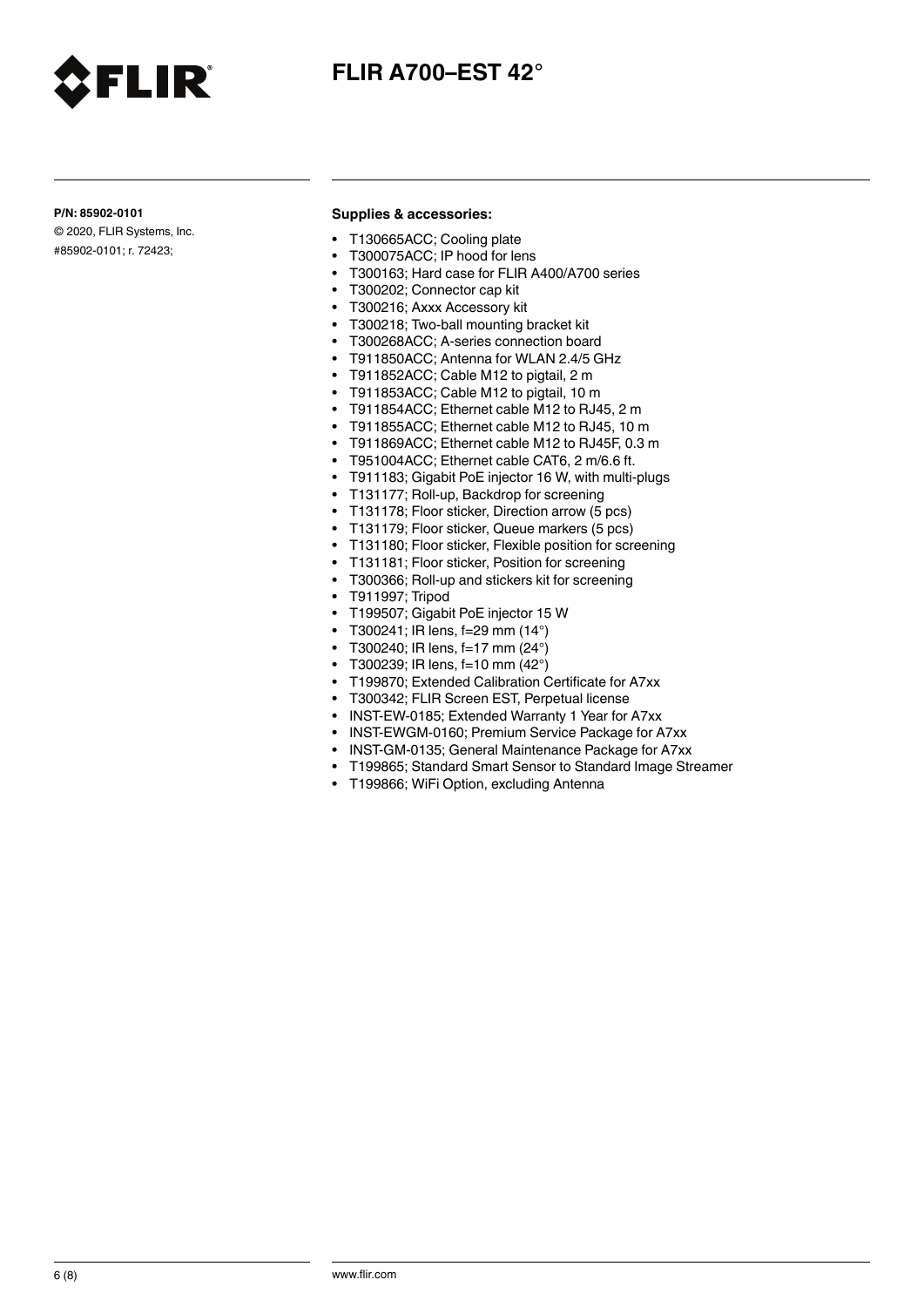# FLIR A700–EST 42°

**P/N: 85902-0101**

© 2020, FLIR Systems, Inc.

#85902-0101; r. 72423;

**Supplies & accessories:**

- T130665ACC; Cooling plate
- T300075ACC; IP hood for lens
- T300163; Hard case for FLIR A400/A700 series
- T300202; Connector cap kit
- T300216; Axxx Accessory kit
- T300218; Two-ball mounting bracket kit
- T300268ACC; A-series connection board
- T911850ACC; Antenna for WLAN 2.4/5 GHz
- T911852ACC; Cable M12 to pigtail, 2 m
- T911853ACC; Cable M12 to pigtail, 10 m
- T911854ACC; Ethernet cable M12 to RJ45, 2 m
- T911855ACC; Ethernet cable M12 to RJ45, 10 m
- T911869ACC; Ethernet cable M12 to RJ45F, 0.3 m
- T951004ACC; Ethernet cable CAT6, 2 m/6.6 ft.
- T911183; Gigabit PoE injector 16 W, with multi-plugs
- T131177; Roll-up, Backdrop for screening
- T131178; Floor sticker, Direction arrow (5 pcs)
- T131179; Floor sticker, Queue markers (5 pcs)
- T131180; Floor sticker, Flexible position for screening
- T131181; Floor sticker, Position for screening
- T300366; Roll-up and stickers kit for screening
- T911997; Tripod
- T199507; Gigabit PoE injector 15 W
- T300241; IR lens, f=29 mm (14°)
- T300240; IR lens, f=17 mm (24°)
- T300239; IR lens, f=10 mm (42°)
- T199870; Extended Calibration Certificate for A7xx
- T300342; FLIR Screen EST, Perpetual license
- INST-EW-0185; Extended Warranty 1 Year for A7xx
- INST-EWGM-0160; Premium Service Package for A7xx
- INST-GM-0135; General Maintenance Package for A7xx
- T199865; Standard Smart Sensor to Standard Image Streamer
- T199866; WiFi Option, excluding Antenna

www.flir.com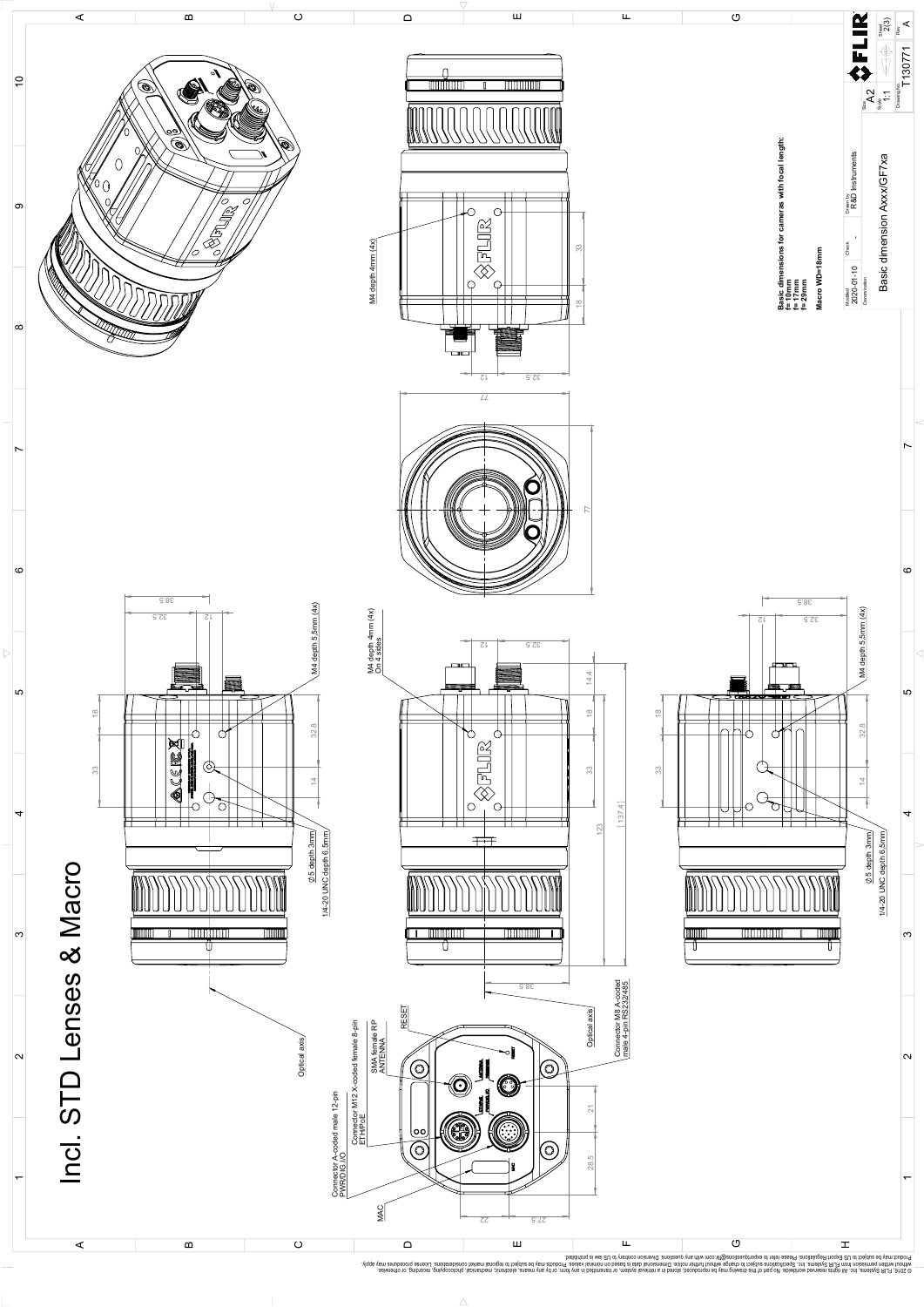# Incl. STD Lenses & Macro

Optical axis

Connector A-coded male 12-pin PWR/DIG I/O

Connector M12 X-coded female 8-pin ETH/PoE

SMA female RP ANTENNA

RESET

Optical axis

Connector M8 A-coded male 4-pin RS232/485

MAC

M4 depth 5,5mm (4x)

Ø5 depth 3mm

1/4-20 UNC depth 6,5mm

M4 depth 4mm (4x) On 4 sides

M4 depth 4mm (4x)

Basic dimensions for cameras with focal length:
f=10mm
f=17mm
f=29mm

Macro WD=18mm

| Modified | Check | Drawn by | Size | Scale | Sheet |
|---|---|---|---|---|---|
| 2020-01-10 | - | R&D Instruments | A2 | 1:1 | 2(3) |

| Denomination | Drawing No. | Rev. |
|---|---|---|
| Basic dimension Axxx/GF7xa | T130771 | A |

© 2016, FLIR Systems, Inc. All rights reserved worldwide. No part of this drawing may be reproduced, stored in a retrieval system, or transmitted in any form, or by any means, electronic, mechanical, photocopying, recording, or otherwise, without written permission from FLIR Systems, Inc. Specifications subject to change without further notice. Dimensional data is based on nominal values. Products may be subject to regional market considerations. License procedures may apply. Product may be subject to US Export Regulations. Please refer to exportquestions@flir.com with any questions. Diversion contrary to US law is prohibited.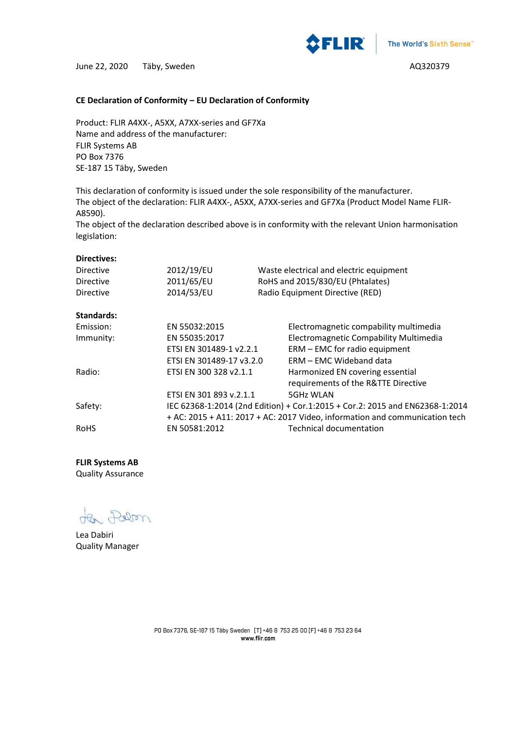June 22, 2020 Täby, Sweden AQ320379

**CE Declaration of Conformity – EU Declaration of Conformity**

Product: FLIR A4XX-, A5XX, A7XX-series and GF7Xa
Name and address of the manufacturer:
FLIR Systems AB
PO Box 7376
SE-187 15 Täby, Sweden

This declaration of conformity is issued under the sole responsibility of the manufacturer.
The object of the declaration: FLIR A4XX-, A5XX, A7XX-series and GF7Xa (Product Model Name FLIR-A8590).
The object of the declaration described above is in conformity with the relevant Union harmonisation legislation:

**Directives:**

| | | |
|---|---|---|
| Directive | 2012/19/EU | Waste electrical and electric equipment |
| Directive | 2011/65/EU | RoHS and 2015/830/EU (Phtalates) |
| Directive | 2014/53/EU | Radio Equipment Directive (RED) |

**Standards:**

| | | |
|---|---|---|
| Emission: | EN 55032:2015 | Electromagnetic compability multimedia |
| Immunity: | EN 55035:2017 | Electromagnetic Compability Multimedia |
| | ETSI EN 301489-1 v2.2.1 | ERM – EMC for radio equipment |
| | ETSI EN 301489-17 v3.2.0 | ERM – EMC Wideband data |
| Radio: | ETSI EN 300 328 v2.1.1 | Harmonized EN covering essential requirements of the R&TTE Directive |
| | ETSI EN 301 893 v.2.1.1 | 5GHz WLAN |
| Safety: | IEC 62368-1:2014 (2nd Edition) + Cor.1:2015 + Cor.2: 2015 and EN62368-1:2014 + AC: 2015 + A11: 2017 + AC: 2017 Video, information and communication tech | |
| RoHS | EN 50581:2012 | Technical documentation |

**FLIR Systems AB**
Quality Assurance

Lea Dabiri
Quality Manager

PO Box 7376, SE-187 15 Täby Sweden [T] +46 8 753 25 00 [F] +46 8 753 23 64
www.flir.com